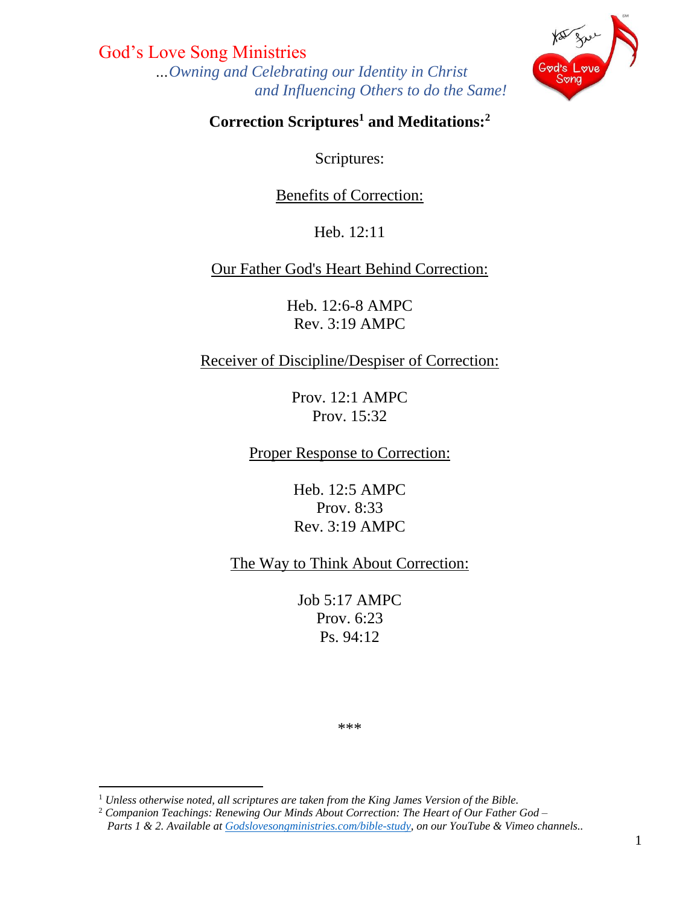God's Love Song Ministries

*...Owning and Celebrating our Identity in Christ and Influencing Others to do the Same!*

## Correction Scriptures[1] and Meditations:[2]

Scriptures:

<u>Benefits of Correction:</u>

Heb. 12:11

<u>Our Father God's Heart Behind Correction:</u>

Heb. 12:6-8 AMPC
Rev. 3:19 AMPC

<u>Receiver of Discipline/Despiser of Correction:</u>

Prov. 12:1 AMPC
Prov. 15:32

<u>Proper Response to Correction:</u>

Heb. 12:5 AMPC
Prov. 8:33
Rev. 3:19 AMPC

<u>The Way to Think About Correction:</u>

Job 5:17 AMPC
Prov. 6:23
Ps. 94:12

***

---

[1] *Unless otherwise noted, all scriptures are taken from the King James Version of the Bible.*

[2] *Companion Teachings: Renewing Our Minds About Correction: The Heart of Our Father God – Parts 1 & 2. Available at Godslovesongministries.com/bible-study, on our YouTube & Vimeo channels..*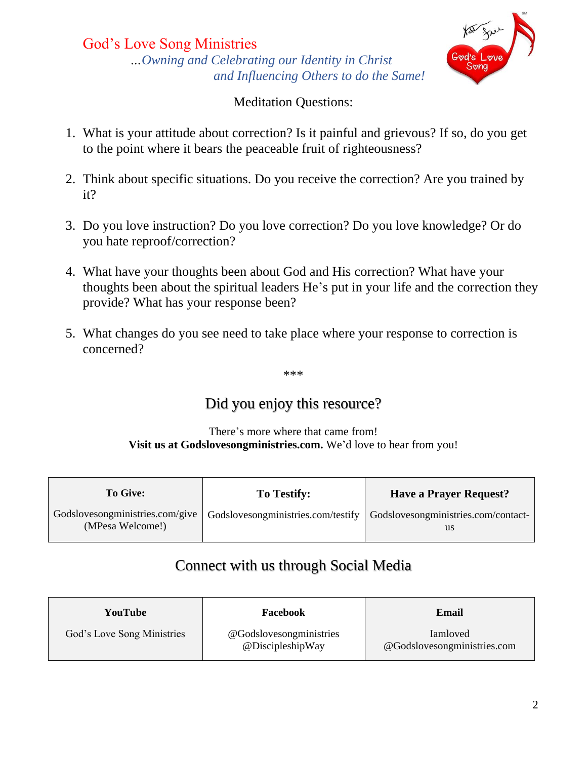God's Love Song Ministries

*...Owning and Celebrating our Identity in Christ and Influencing Others to do the Same!*

Meditation Questions:

1. What is your attitude about correction? Is it painful and grievous? If so, do you get to the point where it bears the peaceable fruit of righteousness?

2. Think about specific situations. Do you receive the correction? Are you trained by it?

3. Do you love instruction? Do you love correction? Do you love knowledge? Or do you hate reproof/correction?

4. What have your thoughts been about God and His correction? What have your thoughts been about the spiritual leaders He's put in your life and the correction they provide? What has your response been?

5. What changes do you see need to take place where your response to correction is concerned?

***

## Did you enjoy this resource?

There's more where that came from!
**Visit us at Godslovesongministries.com.** We'd love to hear from you!

| To Give: | To Testify: | Have a Prayer Request? |
|---|---|---|
| Godslovesongministries.com/give (MPesa Welcome!) | Godslovesongministries.com/testify | Godslovesongministries.com/contact-us |

## Connect with us through Social Media

| YouTube | Facebook | Email |
|---|---|---|
| God's Love Song Ministries | @Godslovesongministries @DiscipleshipWay | Iamloved @Godslovesongministries.com |